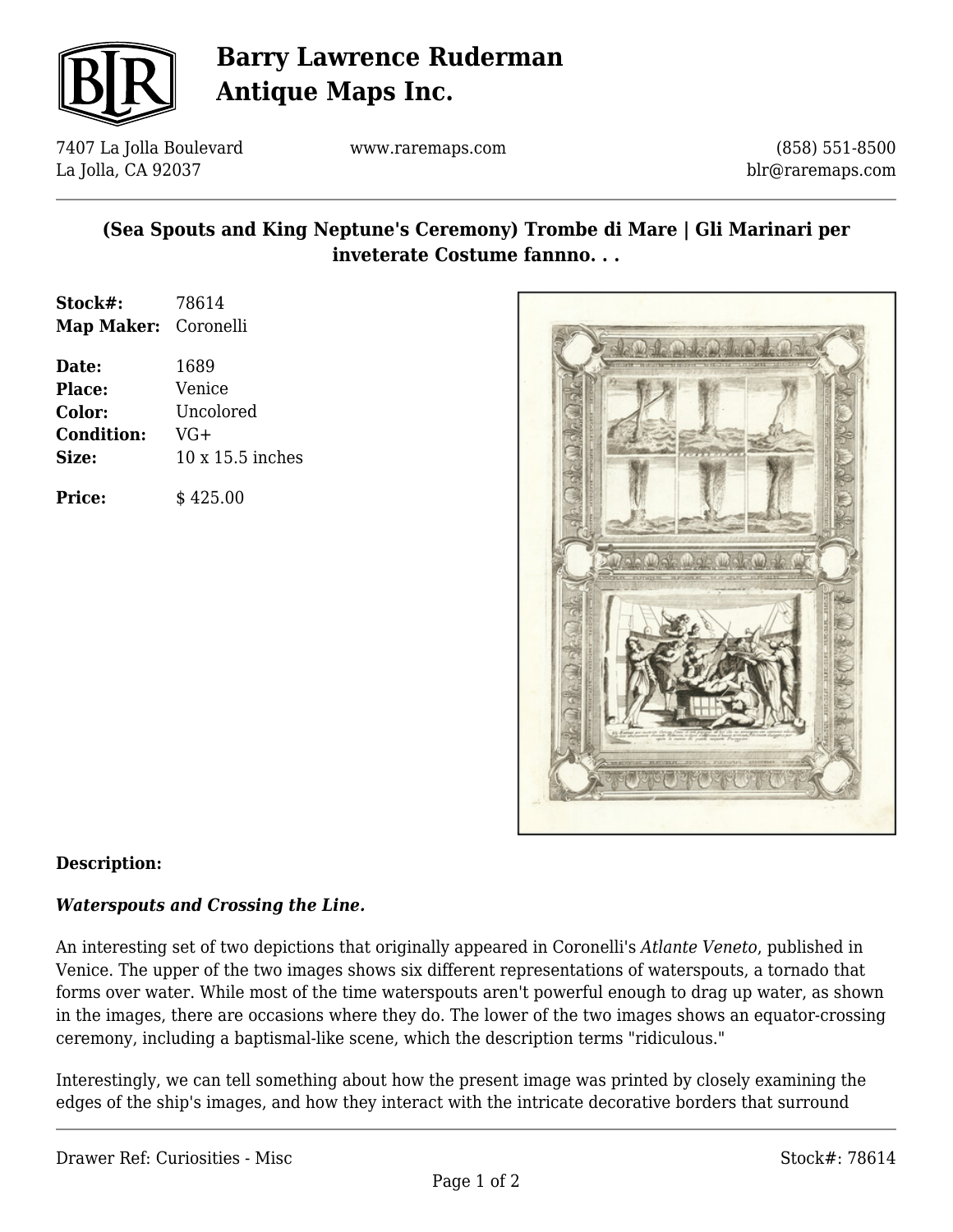# Barry Lawrence Ruderman Antique Maps Inc.

7407 La Jolla Boulevard
La Jolla, CA 92037

www.raremaps.com

(858) 551-8500
blr@raremaps.com

## (Sea Spouts and King Neptune's Ceremony) Trombe di Mare | Gli Marinari per inveterate Costume fannno. . .

**Stock#:** 78614
**Map Maker:** Coronelli

**Date:** 1689
**Place:** Venice
**Color:** Uncolored
**Condition:** VG+
**Size:** 10 x 15.5 inches

**Price:** $ 425.00

**Description:**

***Waterspouts and Crossing the Line.***

An interesting set of two depictions that originally appeared in Coronelli's *Atlante Veneto*, published in Venice. The upper of the two images shows six different representations of waterspouts, a tornado that forms over water. While most of the time waterspouts aren't powerful enough to drag up water, as shown in the images, there are occasions where they do. The lower of the two images shows an equator-crossing ceremony, including a baptismal-like scene, which the description terms "ridiculous."

Interestingly, we can tell something about how the present image was printed by closely examining the edges of the ship's images, and how they interact with the intricate decorative borders that surround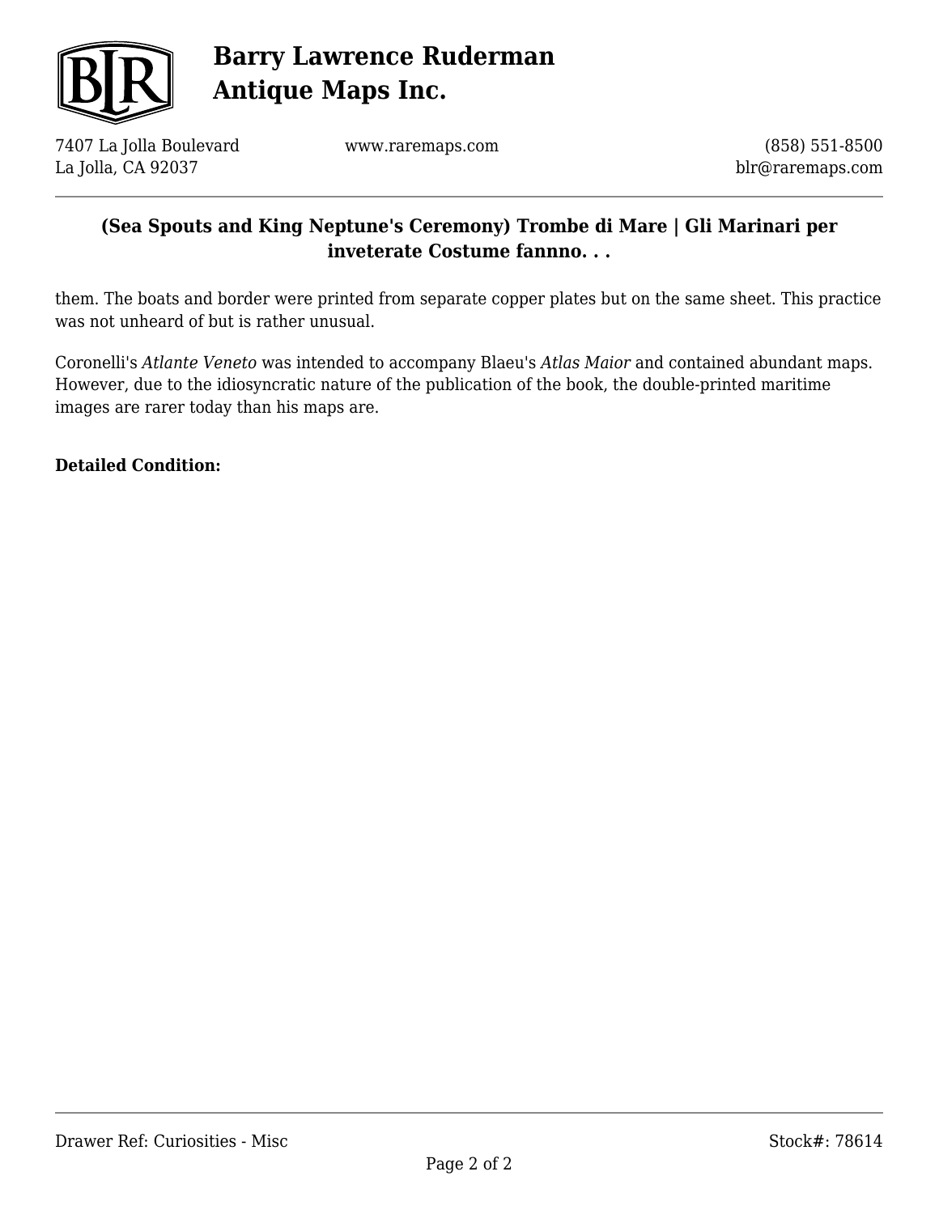them. The boats and border were printed from separate copper plates but on the same sheet. This practice was not unheard of but is rather unusual.

Coronelli's *Atlante Veneto* was intended to accompany Blaeu's *Atlas Maior* and contained abundant maps. However, due to the idiosyncratic nature of the publication of the book, the double-printed maritime images are rarer today than his maps are.

**Detailed Condition:**